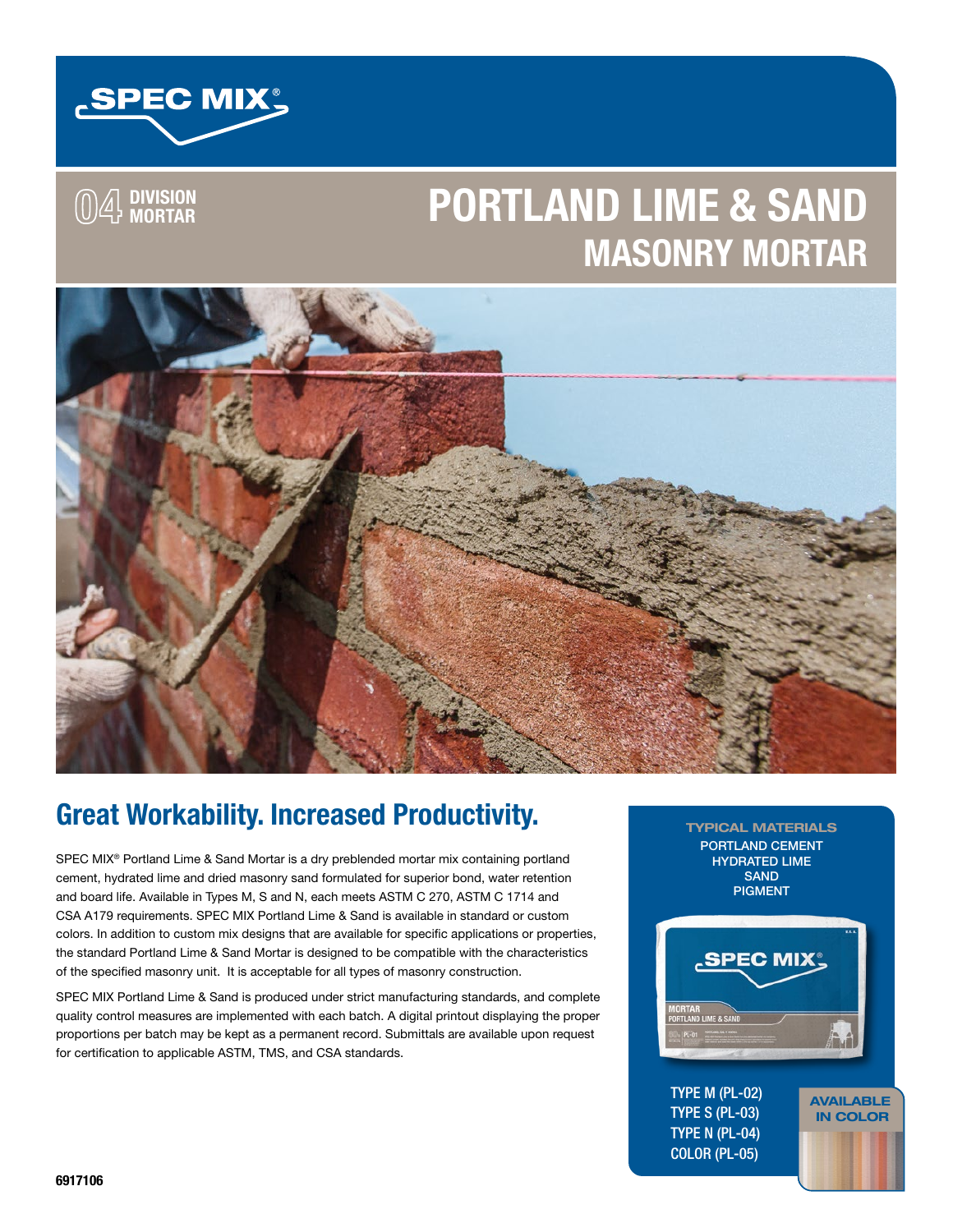SPEC MIX®

04 DIVISION MORTAR

# PORTLAND LIME & SAND
## MASONRY MORTAR

## Great Workability. Increased Productivity.

SPEC MIX® Portland Lime & Sand Mortar is a dry preblended mortar mix containing portland cement, hydrated lime and dried masonry sand formulated for superior bond, water retention and board life. Available in Types M, S and N, each meets ASTM C 270, ASTM C 1714 and CSA A179 requirements. SPEC MIX Portland Lime & Sand is available in standard or custom colors. In addition to custom mix designs that are available for specific applications or properties, the standard Portland Lime & Sand Mortar is designed to be compatible with the characteristics of the specified masonry unit. It is acceptable for all types of masonry construction.

SPEC MIX Portland Lime & Sand is produced under strict manufacturing standards, and complete quality control measures are implemented with each batch. A digital printout displaying the proper proportions per batch may be kept as a permanent record. Submittals are available upon request for certification to applicable ASTM, TMS, and CSA standards.

**TYPICAL MATERIALS**

PORTLAND CEMENT
HYDRATED LIME
SAND
PIGMENT

TYPE M (PL-02)
TYPE S (PL-03)
TYPE N (PL-04)
COLOR (PL-05)

**AVAILABLE IN COLOR**

6917106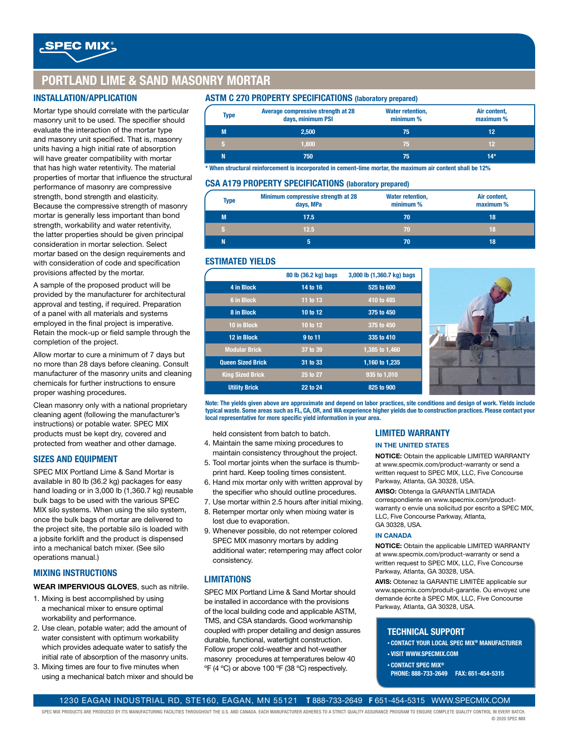# PORTLAND LIME & SAND MASONRY MORTAR

## INSTALLATION/APPLICATION

Mortar type should correlate with the particular masonry unit to be used. The specifier should evaluate the interaction of the mortar type and masonry unit specified. That is, masonry units having a high initial rate of absorption will have greater compatibility with mortar that has high water retentivity. The material properties of mortar that influence the structural performance of masonry are compressive strength, bond strength and elasticity. Because the compressive strength of masonry mortar is generally less important than bond strength, workability and water retentivity, the latter properties should be given principal consideration in mortar selection. Select mortar based on the design requirements and with consideration of code and specification provisions affected by the mortar.

A sample of the proposed product will be provided by the manufacturer for architectural approval and testing, if required. Preparation of a panel with all materials and systems employed in the final project is imperative. Retain the mock-up or field sample through the completion of the project.

Allow mortar to cure a minimum of 7 days but no more than 28 days before cleaning. Consult manufacturer of the masonry units and cleaning chemicals for further instructions to ensure proper washing procedures.

Clean masonry only with a national proprietary cleaning agent (following the manufacturer's instructions) or potable water. SPEC MIX products must be kept dry, covered and protected from weather and other damage.

## SIZES AND EQUIPMENT

SPEC MIX Portland Lime & Sand Mortar is available in 80 lb (36.2 kg) packages for easy hand loading or in 3,000 lb (1,360.7 kg) reusable bulk bags to be used with the various SPEC MIX silo systems. When using the silo system, once the bulk bags of mortar are delivered to the project site, the portable silo is loaded with a jobsite forklift and the product is dispensed into a mechanical batch mixer. (See silo operations manual.)

## MIXING INSTRUCTIONS

**WEAR IMPERVIOUS GLOVES**, such as nitrile.

1. Mixing is best accomplished by using a mechanical mixer to ensure optimal workability and performance.
2. Use clean, potable water; add the amount of water consistent with optimum workability which provides adequate water to satisfy the initial rate of absorption of the masonry units.
3. Mixing times are four to five minutes when using a mechanical batch mixer and should be held consistent from batch to batch.
4. Maintain the same mixing procedures to maintain consistency throughout the project.
5. Tool mortar joints when the surface is thumb-print hard. Keep tooling times consistent.
6. Hand mix mortar only with written approval by the specifier who should outline procedures.
7. Use mortar within 2.5 hours after initial mixing.
8. Retemper mortar only when mixing water is lost due to evaporation.
9. Whenever possible, do not retemper colored SPEC MIX masonry mortars by adding additional water; retempering may affect color consistency.

## ASTM C 270 PROPERTY SPECIFICATIONS (laboratory prepared)

| Type | Average compressive strength at 28 days, minimum PSI | Water retention, minimum % | Air content, maximum % |
|---|---|---|---|
| M | 2,500 | 75 | 12 |
| S | 1,800 | 75 | 12 |
| N | 750 | 75 | 14* |

\* When structural reinforcement is incorporated in cement-lime mortar, the maximum air content shall be 12%

## CSA A179 PROPERTY SPECIFICATIONS (laboratory prepared)

| Type | Minimum compressive strength at 28 days, MPa | Water retention, minimum % | Air content, maximum % |
|---|---|---|---|
| M | 17.5 | 70 | 18 |
| S | 12.5 | 70 | 18 |
| N | 5 | 70 | 18 |

## ESTIMATED YIELDS

| | 80 lb (36.2 kg) bags | 3,000 lb (1,360.7 kg) bags |
|---|---|---|
| 4 in Block | 14 to 16 | 525 to 600 |
| 6 in Block | 11 to 13 | 410 to 485 |
| 8 in Block | 10 to 12 | 375 to 450 |
| 10 in Block | 10 to 12 | 375 to 450 |
| 12 in Block | 9 to 11 | 335 to 410 |
| Modular Brick | 37 to 39 | 1,385 to 1,460 |
| Queen Sized Brick | 31 to 33 | 1,160 to 1,235 |
| King Sized Brick | 25 to 27 | 935 to 1,010 |
| Utility Brick | 22 to 24 | 825 to 900 |

**Note: The yields given above are approximate and depend on labor practices, site conditions and design of work. Yields include typical waste. Some areas such as FL, CA, OR, and WA experience higher yields due to construction practices. Please contact your local representative for more specific yield information in your area.**

## LIMITATIONS

SPEC MIX Portland Lime & Sand Mortar should be installed in accordance with the provisions of the local building code and applicable ASTM, TMS, and CSA standards. Good workmanship coupled with proper detailing and design assures durable, functional, watertight construction. Follow proper cold-weather and hot-weather masonry procedures at temperatures below 40 ºF (4 ºC) or above 100 ºF (38 ºC) respectively.

## LIMITED WARRANTY

### IN THE UNITED STATES

**NOTICE:** Obtain the applicable LIMITED WARRANTY at www.specmix.com/product-warranty or send a written request to SPEC MIX, LLC, Five Concourse Parkway, Atlanta, GA 30328, USA.

**AVISO:** Obtenga la GARANTÍA LIMITADA correspondiente en www.specmix.com/product-warranty o envíe una solicitud por escrito a SPEC MIX, LLC, Five Concourse Parkway, Atlanta, GA 30328, USA.

### IN CANADA

**NOTICE:** Obtain the applicable LIMITED WARRANTY at www.specmix.com/product-warranty or send a written request to SPEC MIX, LLC, Five Concourse Parkway, Atlanta, GA 30328, USA.

**AVIS:** Obtenez la GARANTIE LIMITÉE applicable sur www.specmix.com/produit-garantie. Ou envoyez une demande écrite à SPEC MIX, LLC, Five Concourse Parkway, Atlanta, GA 30328, USA.

## TECHNICAL SUPPORT

- CONTACT YOUR LOCAL SPEC MIX® MANUFACTURER
- VISIT WWW.SPECMIX.COM
- CONTACT SPEC MIX®
  PHONE: 888-733-2649 FAX: 651-454-5315

1230 EAGAN INDUSTRIAL RD, STE160, EAGAN, MN 55121 **T** 888-733-2649 **F** 651-454-5315 WWW.SPECMIX.COM

SPEC MIX PRODUCTS ARE PRODUCED BY ITS MANUFACTURING FACILITIES THROUGHOUT THE U.S. AND CANADA. EACH MANUFACTURER ADHERES TO A STRICT QUALITY ASSURANCE PROGRAM TO ENSURE COMPLETE QUALITY CONTROL IN EVERY BATCH.

© 2020 SPEC MIX